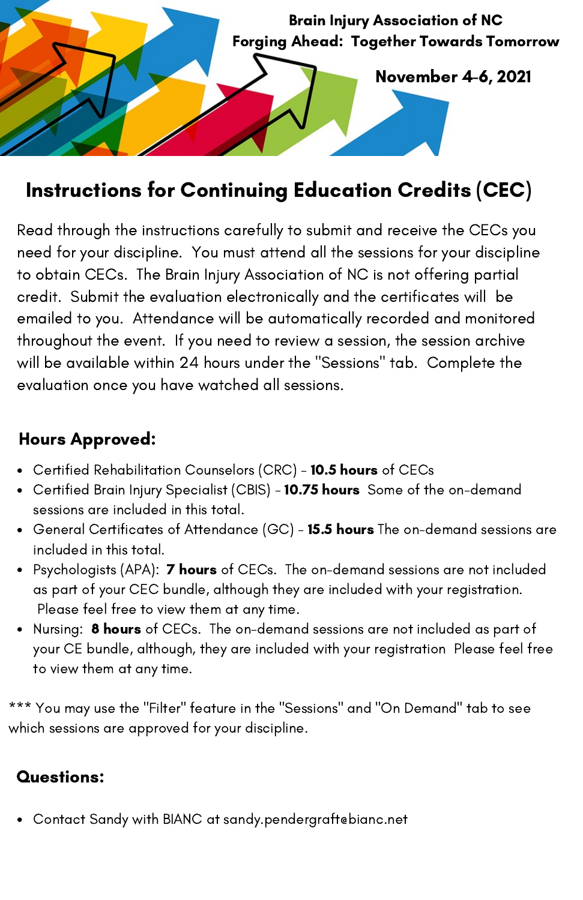**Brain Injury Association of NC**
**Forging Ahead: Together Towards Tomorrow**

**November 4-6, 2021**

# Instructions for Continuing Education Credits (CEC)

Read through the instructions carefully to submit and receive the CECs you need for your discipline. You must attend all the sessions for your discipline to obtain CECs. The Brain Injury Association of NC is not offering partial credit. Submit the evaluation electronically and the certificates will be emailed to you. Attendance will be automatically recorded and monitored throughout the event. If you need to review a session, the session archive will be available within 24 hours under the "Sessions" tab. Complete the evaluation once you have watched all sessions.

## Hours Approved:

- Certified Rehabilitation Counselors (CRC) - **10.5 hours** of CECs
- Certified Brain Injury Specialist (CBIS) - **10.75 hours** Some of the on-demand sessions are included in this total.
- General Certificates of Attendance (GC) - **15.5 hours** The on-demand sessions are included in this total.
- Psychologists (APA): **7 hours** of CECs. The on-demand sessions are not included as part of your CEC bundle, although they are included with your registration. Please feel free to view them at any time.
- Nursing: **8 hours** of CECs. The on-demand sessions are not included as part of your CE bundle, although, they are included with your registration Please feel free to view them at any time.

*** You may use the "Filter" feature in the "Sessions" and "On Demand" tab to see which sessions are approved for your discipline.

## Questions:

- Contact Sandy with BIANC at sandy.pendergraft@bianc.net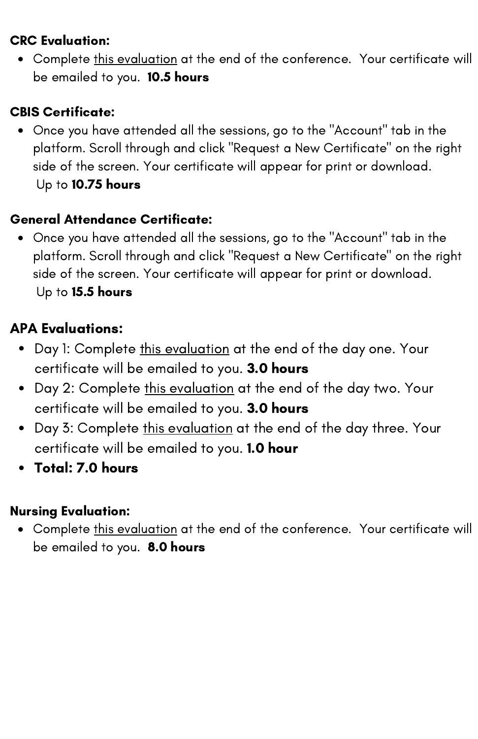**CRC Evaluation:**

- Complete this evaluation at the end of the conference. Your certificate will be emailed to you. **10.5 hours**

**CBIS Certificate:**

- Once you have attended all the sessions, go to the "Account" tab in the platform. Scroll through and click "Request a New Certificate" on the right side of the screen. Your certificate will appear for print or download. Up to **10.75 hours**

**General Attendance Certificate:**

- Once you have attended all the sessions, go to the "Account" tab in the platform. Scroll through and click "Request a New Certificate" on the right side of the screen. Your certificate will appear for print or download. Up to **15.5 hours**

**APA Evaluations:**

- Day 1: Complete this evaluation at the end of the day one. Your certificate will be emailed to you. **3.0 hours**
- Day 2: Complete this evaluation at the end of the day two. Your certificate will be emailed to you. **3.0 hours**
- Day 3: Complete this evaluation at the end of the day three. Your certificate will be emailed to you. **1.0 hour**
- **Total: 7.0 hours**

**Nursing Evaluation:**

- Complete this evaluation at the end of the conference. Your certificate will be emailed to you. **8.0 hours**